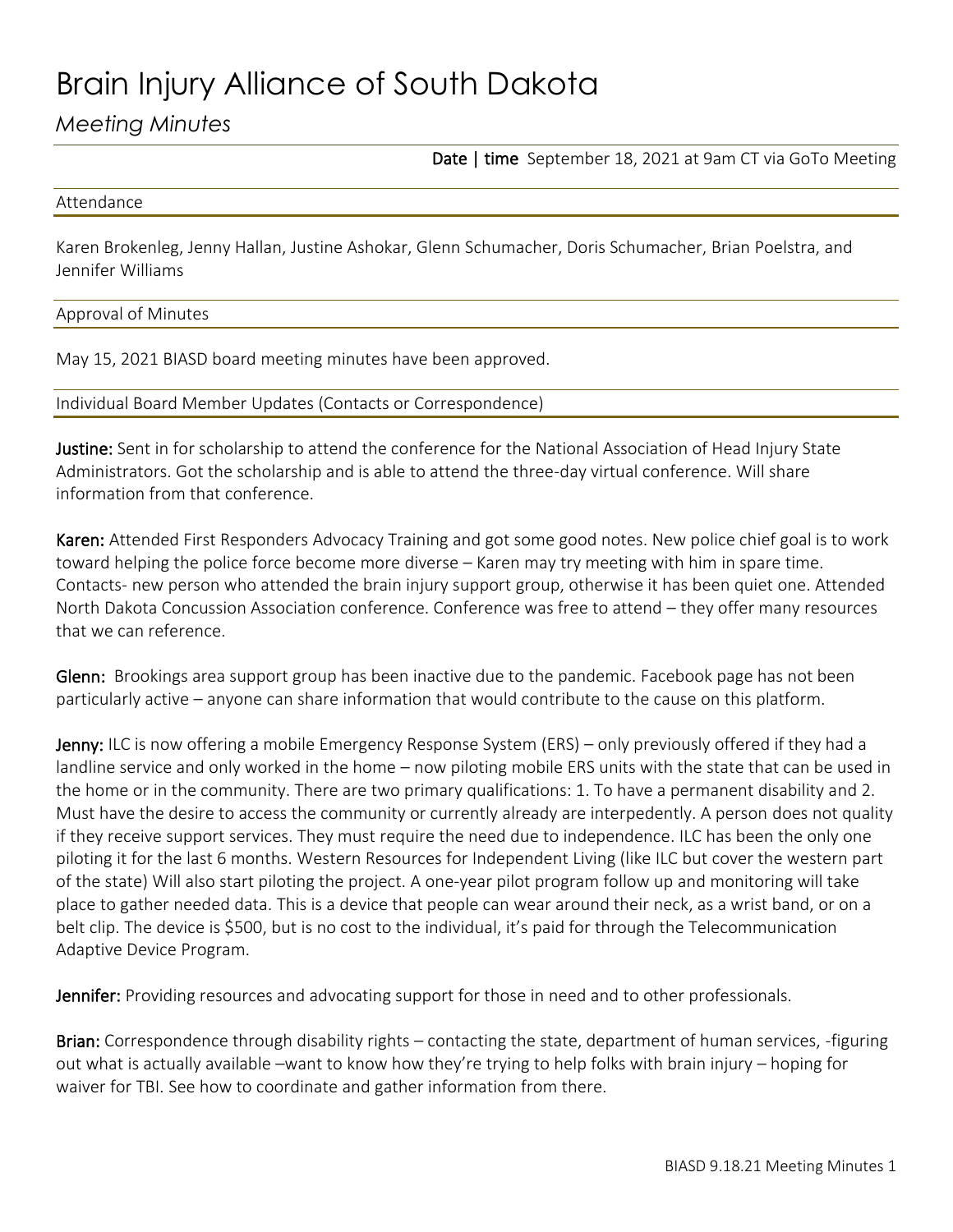# Brain Injury Alliance of South Dakota

*Meeting Minutes*

**Date | time** September 18, 2021 at 9am CT via GoTo Meeting

## Attendance

Karen Brokenleg, Jenny Hallan, Justine Ashokar, Glenn Schumacher, Doris Schumacher, Brian Poelstra, and Jennifer Williams

## Approval of Minutes

May 15, 2021 BIASD board meeting minutes have been approved.

## Individual Board Member Updates (Contacts or Correspondence)

**Justine:** Sent in for scholarship to attend the conference for the National Association of Head Injury State Administrators. Got the scholarship and is able to attend the three-day virtual conference. Will share information from that conference.

**Karen:** Attended First Responders Advocacy Training and got some good notes. New police chief goal is to work toward helping the police force become more diverse – Karen may try meeting with him in spare time. Contacts- new person who attended the brain injury support group, otherwise it has been quiet one. Attended North Dakota Concussion Association conference. Conference was free to attend – they offer many resources that we can reference.

**Glenn:** Brookings area support group has been inactive due to the pandemic. Facebook page has not been particularly active – anyone can share information that would contribute to the cause on this platform.

**Jenny:** ILC is now offering a mobile Emergency Response System (ERS) – only previously offered if they had a landline service and only worked in the home – now piloting mobile ERS units with the state that can be used in the home or in the community. There are two primary qualifications: 1. To have a permanent disability and 2. Must have the desire to access the community or currently already are interpedently. A person does not quality if they receive support services. They must require the need due to independence. ILC has been the only one piloting it for the last 6 months. Western Resources for Independent Living (like ILC but cover the western part of the state) Will also start piloting the project. A one-year pilot program follow up and monitoring will take place to gather needed data. This is a device that people can wear around their neck, as a wrist band, or on a belt clip. The device is $500, but is no cost to the individual, it's paid for through the Telecommunication Adaptive Device Program.

**Jennifer:** Providing resources and advocating support for those in need and to other professionals.

**Brian:** Correspondence through disability rights – contacting the state, department of human services, -figuring out what is actually available –want to know how they're trying to help folks with brain injury – hoping for waiver for TBI. See how to coordinate and gather information from there.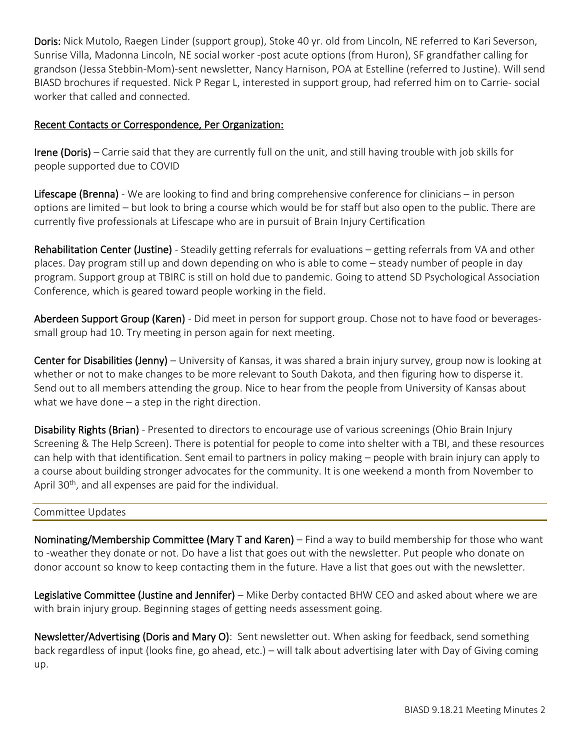**Doris:** Nick Mutolo, Raegen Linder (support group), Stoke 40 yr. old from Lincoln, NE referred to Kari Severson, Sunrise Villa, Madonna Lincoln, NE social worker -post acute options (from Huron), SF grandfather calling for grandson (Jessa Stebbin-Mom)-sent newsletter, Nancy Harnison, POA at Estelline (referred to Justine). Will send BIASD brochures if requested. Nick P Regar L, interested in support group, had referred him on to Carrie- social worker that called and connected.

<u>Recent Contacts or Correspondence, Per Organization:</u>

**Irene (Doris)** – Carrie said that they are currently full on the unit, and still having trouble with job skills for people supported due to COVID

**Lifescape (Brenna)** - We are looking to find and bring comprehensive conference for clinicians – in person options are limited – but look to bring a course which would be for staff but also open to the public. There are currently five professionals at Lifescape who are in pursuit of Brain Injury Certification

**Rehabilitation Center (Justine)** - Steadily getting referrals for evaluations – getting referrals from VA and other places. Day program still up and down depending on who is able to come – steady number of people in day program. Support group at TBIRC is still on hold due to pandemic. Going to attend SD Psychological Association Conference, which is geared toward people working in the field.

**Aberdeen Support Group (Karen)** - Did meet in person for support group. Chose not to have food or beverages- small group had 10. Try meeting in person again for next meeting.

**Center for Disabilities (Jenny)** – University of Kansas, it was shared a brain injury survey, group now is looking at whether or not to make changes to be more relevant to South Dakota, and then figuring how to disperse it. Send out to all members attending the group. Nice to hear from the people from University of Kansas about what we have done – a step in the right direction.

**Disability Rights (Brian)** - Presented to directors to encourage use of various screenings (Ohio Brain Injury Screening & The Help Screen). There is potential for people to come into shelter with a TBI, and these resources can help with that identification. Sent email to partners in policy making – people with brain injury can apply to a course about building stronger advocates for the community. It is one weekend a month from November to April 30th, and all expenses are paid for the individual.

## Committee Updates

**Nominating/Membership Committee (Mary T and Karen)** – Find a way to build membership for those who want to -weather they donate or not. Do have a list that goes out with the newsletter. Put people who donate on donor account so know to keep contacting them in the future. Have a list that goes out with the newsletter.

**Legislative Committee (Justine and Jennifer)** – Mike Derby contacted BHW CEO and asked about where we are with brain injury group. Beginning stages of getting needs assessment going.

**Newsletter/Advertising (Doris and Mary O)**: Sent newsletter out. When asking for feedback, send something back regardless of input (looks fine, go ahead, etc.) – will talk about advertising later with Day of Giving coming up.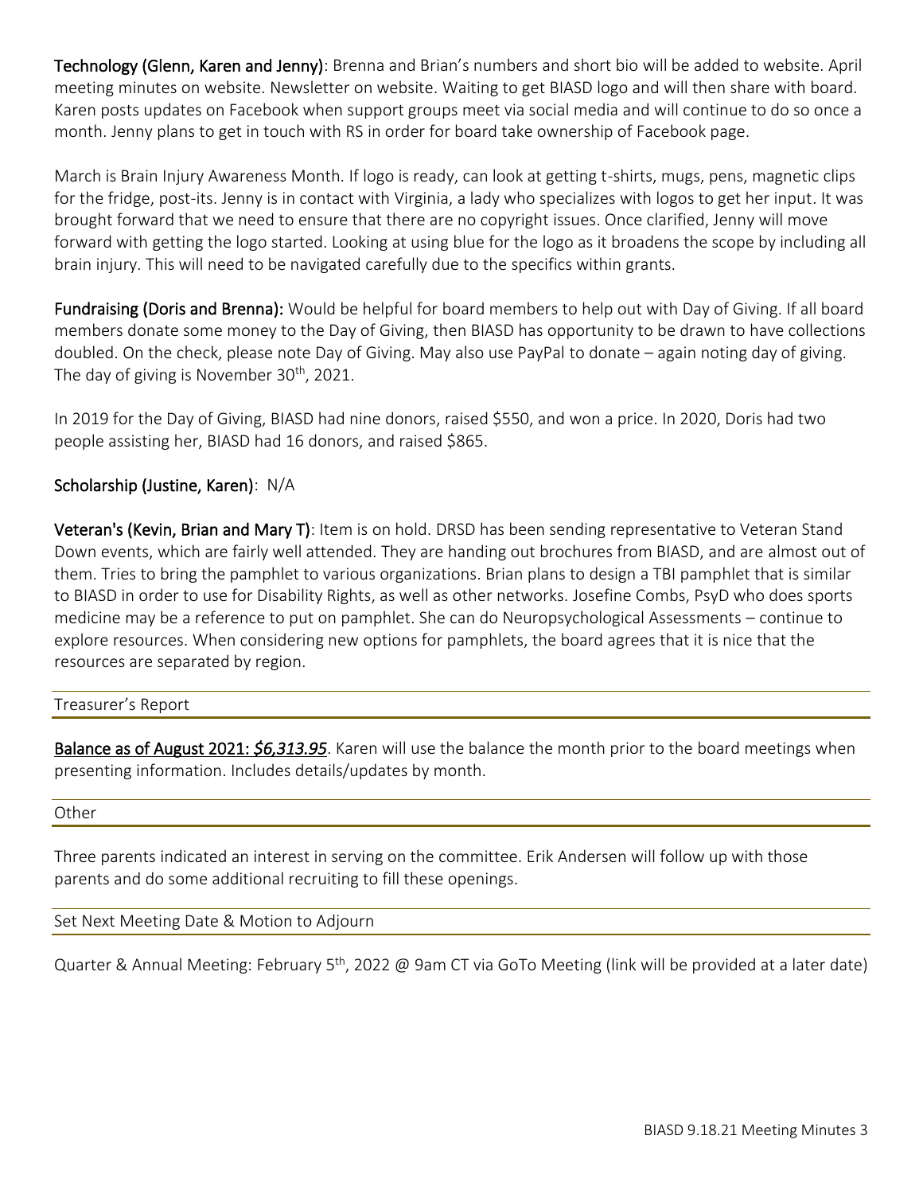**Technology (Glenn, Karen and Jenny)**: Brenna and Brian's numbers and short bio will be added to website. April meeting minutes on website. Newsletter on website. Waiting to get BIASD logo and will then share with board. Karen posts updates on Facebook when support groups meet via social media and will continue to do so once a month. Jenny plans to get in touch with RS in order for board take ownership of Facebook page.

March is Brain Injury Awareness Month. If logo is ready, can look at getting t-shirts, mugs, pens, magnetic clips for the fridge, post-its. Jenny is in contact with Virginia, a lady who specializes with logos to get her input. It was brought forward that we need to ensure that there are no copyright issues. Once clarified, Jenny will move forward with getting the logo started. Looking at using blue for the logo as it broadens the scope by including all brain injury. This will need to be navigated carefully due to the specifics within grants.

**Fundraising (Doris and Brenna):** Would be helpful for board members to help out with Day of Giving. If all board members donate some money to the Day of Giving, then BIASD has opportunity to be drawn to have collections doubled. On the check, please note Day of Giving. May also use PayPal to donate – again noting day of giving. The day of giving is November 30th, 2021.

In 2019 for the Day of Giving, BIASD had nine donors, raised $550, and won a price. In 2020, Doris had two people assisting her, BIASD had 16 donors, and raised $865.

**Scholarship (Justine, Karen)**: N/A

**Veteran's (Kevin, Brian and Mary T)**: Item is on hold. DRSD has been sending representative to Veteran Stand Down events, which are fairly well attended. They are handing out brochures from BIASD, and are almost out of them. Tries to bring the pamphlet to various organizations. Brian plans to design a TBI pamphlet that is similar to BIASD in order to use for Disability Rights, as well as other networks. Josefine Combs, PsyD who does sports medicine may be a reference to put on pamphlet. She can do Neuropsychological Assessments – continue to explore resources. When considering new options for pamphlets, the board agrees that it is nice that the resources are separated by region.

## Treasurer's Report

**Balance as of August 2021: *$6,313.95***. Karen will use the balance the month prior to the board meetings when presenting information. Includes details/updates by month.

## Other

Three parents indicated an interest in serving on the committee. Erik Andersen will follow up with those parents and do some additional recruiting to fill these openings.

## Set Next Meeting Date & Motion to Adjourn

Quarter & Annual Meeting: February 5th, 2022 @ 9am CT via GoTo Meeting (link will be provided at a later date)